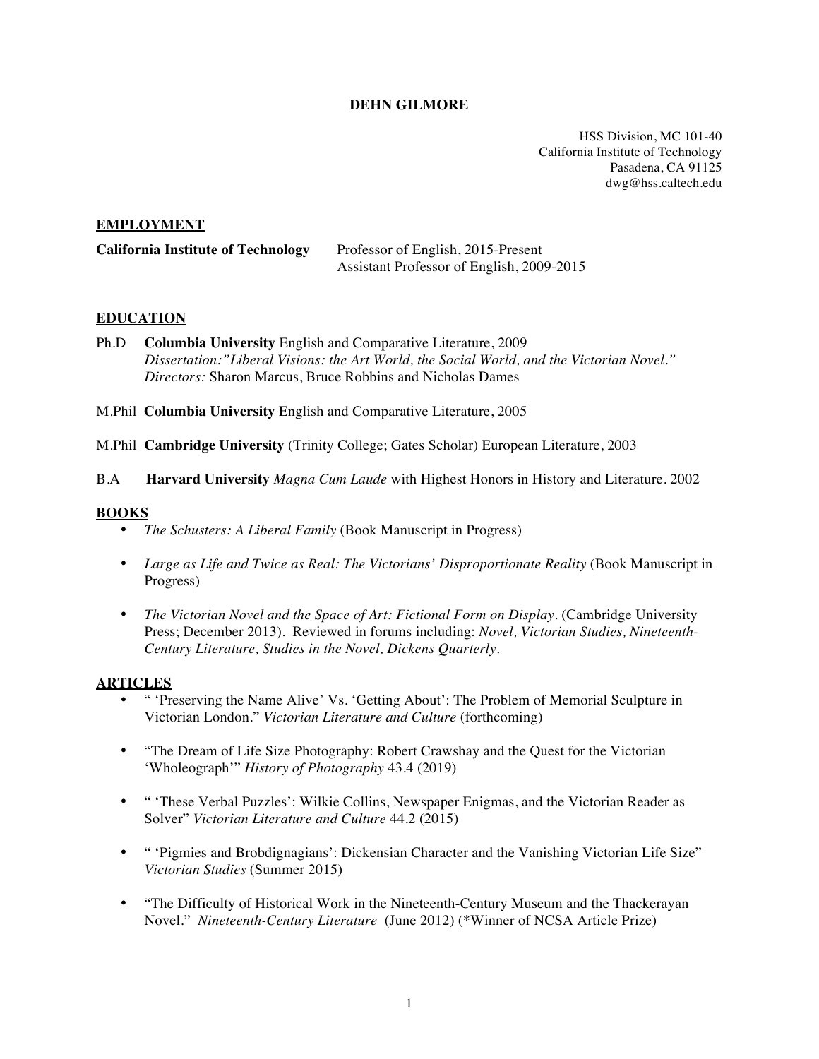# DEHN GILMORE

HSS Division, MC 101-40
California Institute of Technology
Pasadena, CA 91125
dwg@hss.caltech.edu

## EMPLOYMENT

**California Institute of Technology** Professor of English, 2015-Present
Assistant Professor of English, 2009-2015

## EDUCATION

Ph.D **Columbia University** English and Comparative Literature, 2009
*Dissertation:"Liberal Visions: the Art World, the Social World, and the Victorian Novel."*
*Directors:* Sharon Marcus, Bruce Robbins and Nicholas Dames

M.Phil **Columbia University** English and Comparative Literature, 2005

M.Phil **Cambridge University** (Trinity College; Gates Scholar) European Literature, 2003

B.A **Harvard University** *Magna Cum Laude* with Highest Honors in History and Literature. 2002

## BOOKS

- *The Schusters: A Liberal Family* (Book Manuscript in Progress)
- *Large as Life and Twice as Real: The Victorians' Disproportionate Reality* (Book Manuscript in Progress)
- *The Victorian Novel and the Space of Art: Fictional Form on Display*. (Cambridge University Press; December 2013). Reviewed in forums including: *Novel, Victorian Studies, Nineteenth-Century Literature, Studies in the Novel, Dickens Quarterly*.

## ARTICLES

- " 'Preserving the Name Alive' Vs. 'Getting About': The Problem of Memorial Sculpture in Victorian London." *Victorian Literature and Culture* (forthcoming)
- "The Dream of Life Size Photography: Robert Crawshay and the Quest for the Victorian 'Wholeograph'" *History of Photography* 43.4 (2019)
- " 'These Verbal Puzzles': Wilkie Collins, Newspaper Enigmas, and the Victorian Reader as Solver" *Victorian Literature and Culture* 44.2 (2015)
- " 'Pigmies and Brobdignagians': Dickensian Character and the Vanishing Victorian Life Size" *Victorian Studies* (Summer 2015)
- "The Difficulty of Historical Work in the Nineteenth-Century Museum and the Thackerayan Novel." *Nineteenth-Century Literature* (June 2012) (*Winner of NCSA Article Prize)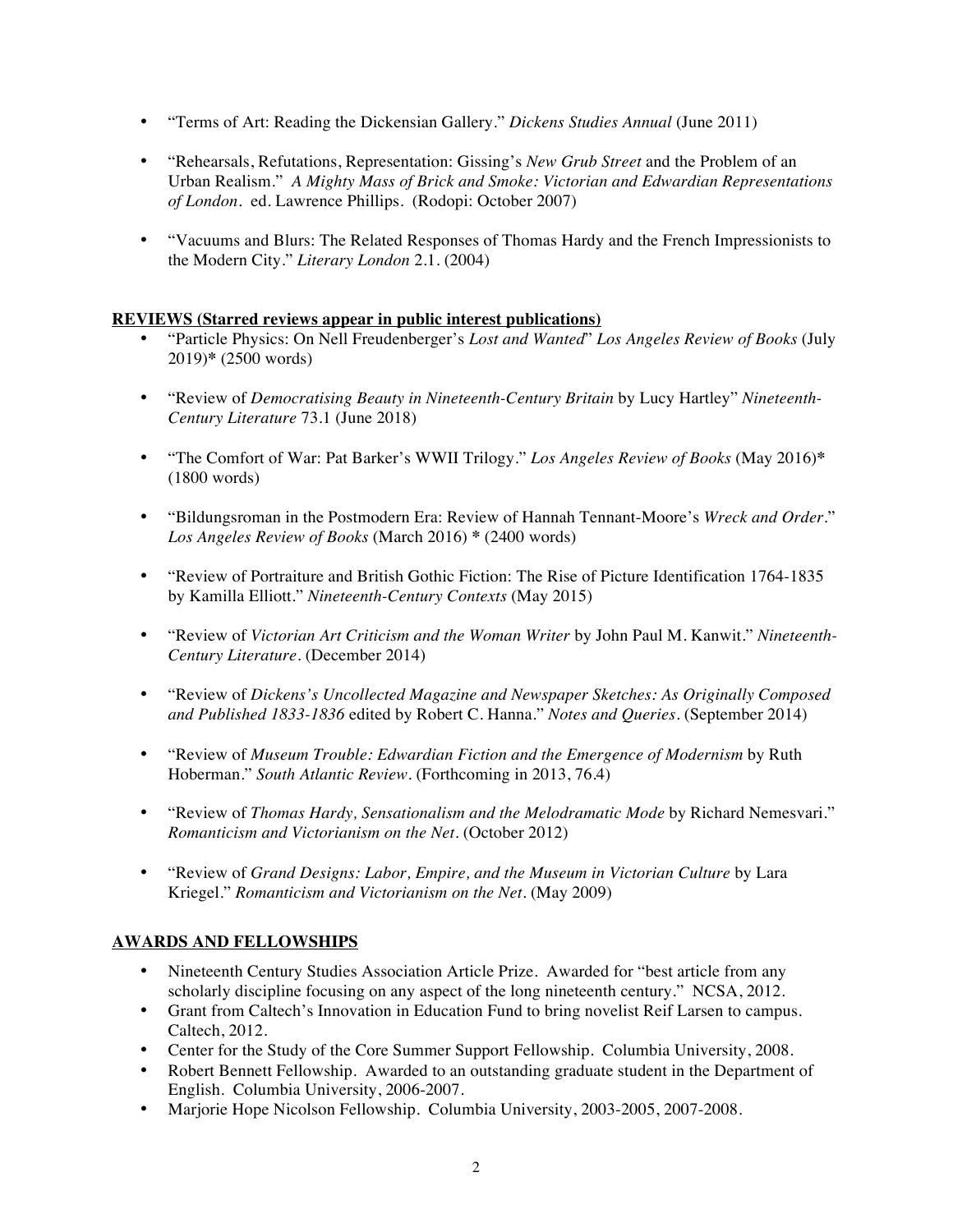- "Terms of Art: Reading the Dickensian Gallery." *Dickens Studies Annual* (June 2011)

- "Rehearsals, Refutations, Representation: Gissing's *New Grub Street* and the Problem of an Urban Realism." *A Mighty Mass of Brick and Smoke: Victorian and Edwardian Representations of London*. ed. Lawrence Phillips. (Rodopi: October 2007)

- "Vacuums and Blurs: The Related Responses of Thomas Hardy and the French Impressionists to the Modern City." *Literary London* 2.1. (2004)

**REVIEWS (Starred reviews appear in public interest publications)**

- "Particle Physics: On Nell Freudenberger's *Lost and Wanted*" *Los Angeles Review of Books* (July 2019)* (2500 words)

- "Review of *Democratising Beauty in Nineteenth-Century Britain* by Lucy Hartley" *Nineteenth-Century Literature* 73.1 (June 2018)

- "The Comfort of War: Pat Barker's WWII Trilogy." *Los Angeles Review of Books* (May 2016)* (1800 words)

- "Bildungsroman in the Postmodern Era: Review of Hannah Tennant-Moore's *Wreck and Order*." *Los Angeles Review of Books* (March 2016) * (2400 words)

- "Review of Portraiture and British Gothic Fiction: The Rise of Picture Identification 1764-1835 by Kamilla Elliott." *Nineteenth-Century Contexts* (May 2015)

- "Review of *Victorian Art Criticism and the Woman Writer* by John Paul M. Kanwit." *Nineteenth-Century Literature*. (December 2014)

- "Review of *Dickens's Uncollected Magazine and Newspaper Sketches: As Originally Composed and Published 1833-1836* edited by Robert C. Hanna." *Notes and Queries*. (September 2014)

- "Review of *Museum Trouble: Edwardian Fiction and the Emergence of Modernism* by Ruth Hoberman." *South Atlantic Review*. (Forthcoming in 2013, 76.4)

- "Review of *Thomas Hardy, Sensationalism and the Melodramatic Mode* by Richard Nemesvari." *Romanticism and Victorianism on the Net*. (October 2012)

- "Review of *Grand Designs: Labor, Empire, and the Museum in Victorian Culture* by Lara Kriegel." *Romanticism and Victorianism on the Net*. (May 2009)

**AWARDS AND FELLOWSHIPS**

- Nineteenth Century Studies Association Article Prize. Awarded for "best article from any scholarly discipline focusing on any aspect of the long nineteenth century." NCSA, 2012.
- Grant from Caltech's Innovation in Education Fund to bring novelist Reif Larsen to campus. Caltech, 2012.
- Center for the Study of the Core Summer Support Fellowship. Columbia University, 2008.
- Robert Bennett Fellowship. Awarded to an outstanding graduate student in the Department of English. Columbia University, 2006-2007.
- Marjorie Hope Nicolson Fellowship. Columbia University, 2003-2005, 2007-2008.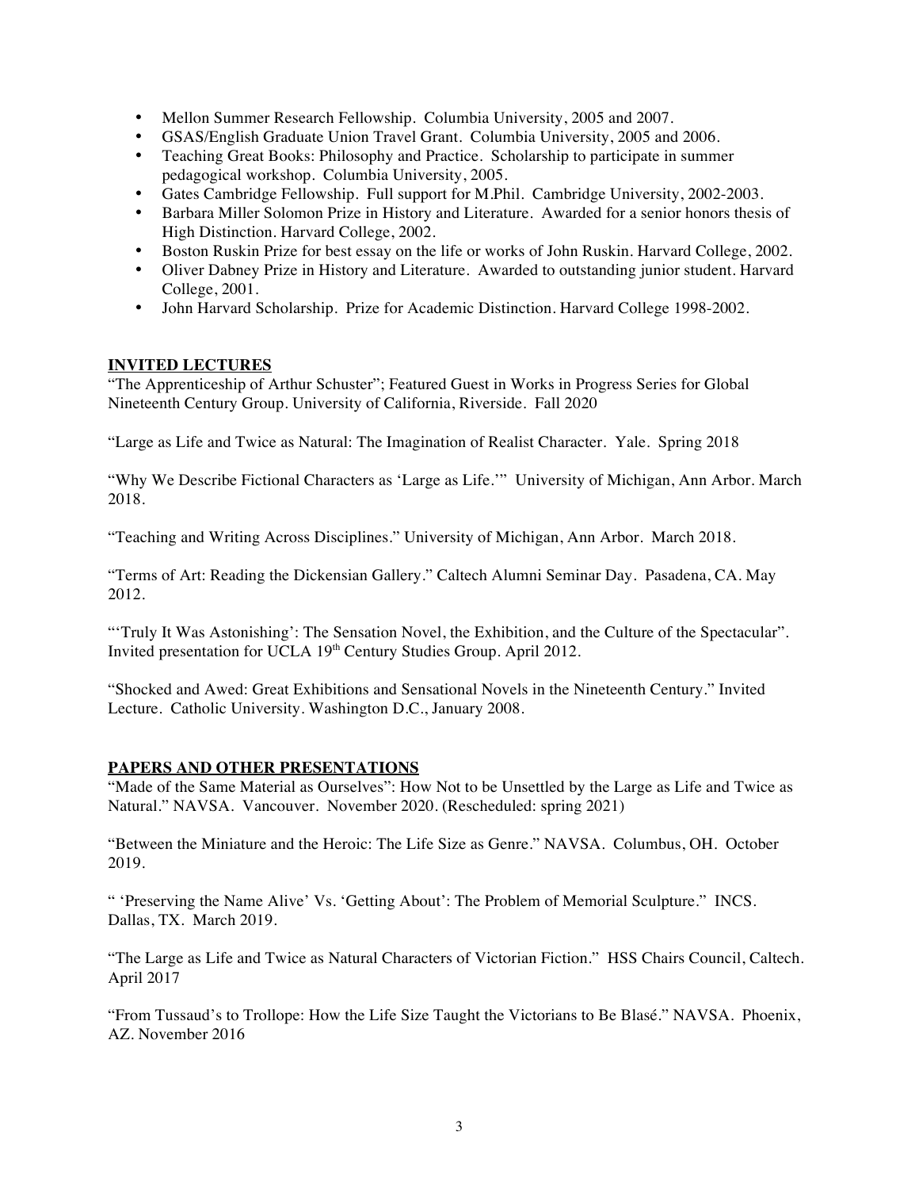- Mellon Summer Research Fellowship. Columbia University, 2005 and 2007.
- GSAS/English Graduate Union Travel Grant. Columbia University, 2005 and 2006.
- Teaching Great Books: Philosophy and Practice. Scholarship to participate in summer pedagogical workshop. Columbia University, 2005.
- Gates Cambridge Fellowship. Full support for M.Phil. Cambridge University, 2002-2003.
- Barbara Miller Solomon Prize in History and Literature. Awarded for a senior honors thesis of High Distinction. Harvard College, 2002.
- Boston Ruskin Prize for best essay on the life or works of John Ruskin. Harvard College, 2002.
- Oliver Dabney Prize in History and Literature. Awarded to outstanding junior student. Harvard College, 2001.
- John Harvard Scholarship. Prize for Academic Distinction. Harvard College 1998-2002.

## INVITED LECTURES

"The Apprenticeship of Arthur Schuster"; Featured Guest in Works in Progress Series for Global Nineteenth Century Group. University of California, Riverside. Fall 2020

"Large as Life and Twice as Natural: The Imagination of Realist Character. Yale. Spring 2018

"Why We Describe Fictional Characters as 'Large as Life.'" University of Michigan, Ann Arbor. March 2018.

"Teaching and Writing Across Disciplines." University of Michigan, Ann Arbor. March 2018.

"Terms of Art: Reading the Dickensian Gallery." Caltech Alumni Seminar Day. Pasadena, CA. May 2012.

"'Truly It Was Astonishing': The Sensation Novel, the Exhibition, and the Culture of the Spectacular". Invited presentation for UCLA 19th Century Studies Group. April 2012.

"Shocked and Awed: Great Exhibitions and Sensational Novels in the Nineteenth Century." Invited Lecture. Catholic University. Washington D.C., January 2008.

## PAPERS AND OTHER PRESENTATIONS

"Made of the Same Material as Ourselves": How Not to be Unsettled by the Large as Life and Twice as Natural." NAVSA. Vancouver. November 2020. (Rescheduled: spring 2021)

"Between the Miniature and the Heroic: The Life Size as Genre." NAVSA. Columbus, OH. October 2019.

" 'Preserving the Name Alive' Vs. 'Getting About': The Problem of Memorial Sculpture." INCS. Dallas, TX. March 2019.

"The Large as Life and Twice as Natural Characters of Victorian Fiction." HSS Chairs Council, Caltech. April 2017

"From Tussaud's to Trollope: How the Life Size Taught the Victorians to Be Blasé." NAVSA. Phoenix, AZ. November 2016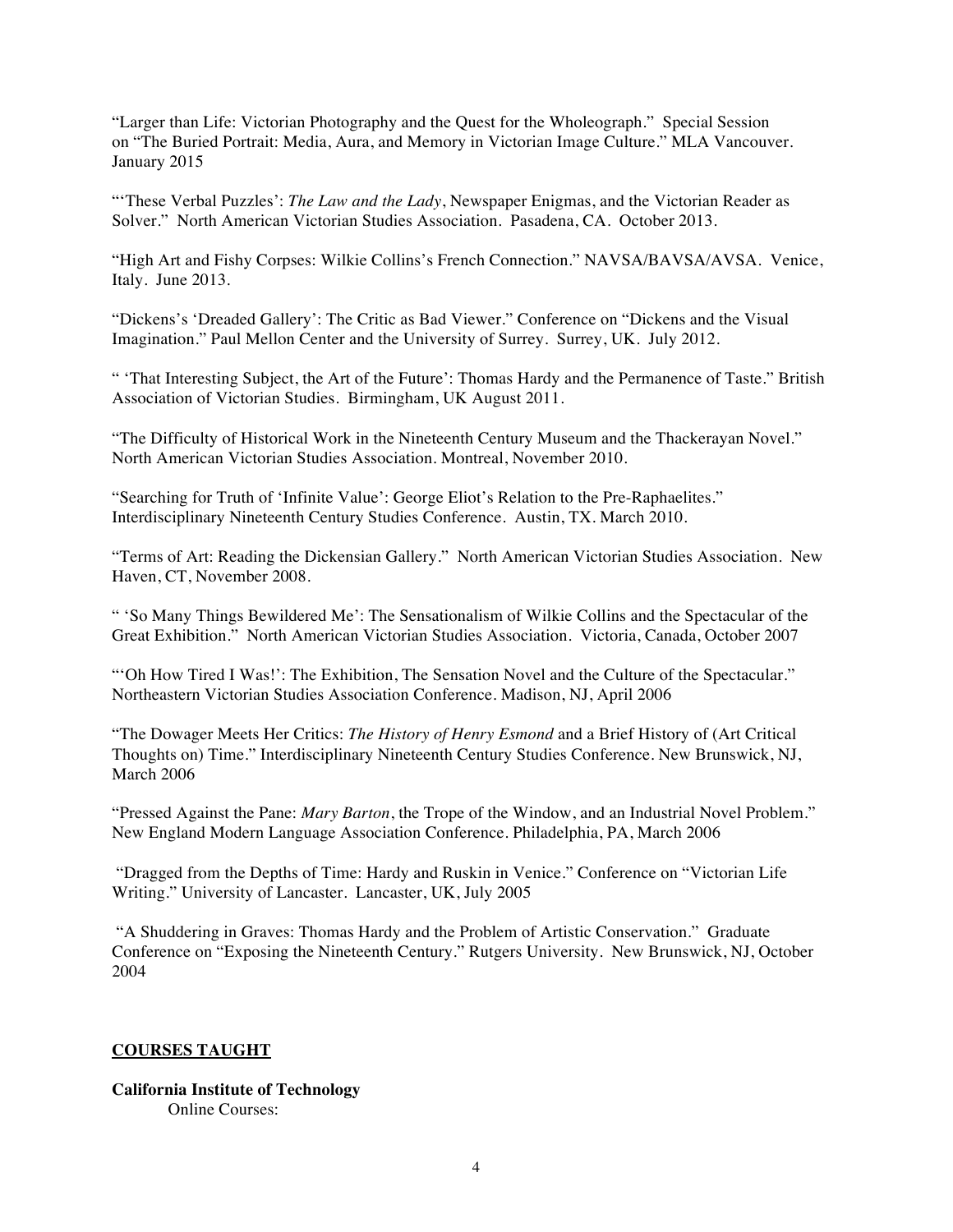"Larger than Life: Victorian Photography and the Quest for the Wholeograph." Special Session on "The Buried Portrait: Media, Aura, and Memory in Victorian Image Culture." MLA Vancouver. January 2015

"'These Verbal Puzzles': *The Law and the Lady*, Newspaper Enigmas, and the Victorian Reader as Solver." North American Victorian Studies Association. Pasadena, CA. October 2013.

"High Art and Fishy Corpses: Wilkie Collins's French Connection." NAVSA/BAVSA/AVSA. Venice, Italy. June 2013.

"Dickens's 'Dreaded Gallery': The Critic as Bad Viewer." Conference on "Dickens and the Visual Imagination." Paul Mellon Center and the University of Surrey. Surrey, UK. July 2012.

" 'That Interesting Subject, the Art of the Future': Thomas Hardy and the Permanence of Taste." British Association of Victorian Studies. Birmingham, UK August 2011.

"The Difficulty of Historical Work in the Nineteenth Century Museum and the Thackerayan Novel." North American Victorian Studies Association. Montreal, November 2010.

"Searching for Truth of 'Infinite Value': George Eliot's Relation to the Pre-Raphaelites." Interdisciplinary Nineteenth Century Studies Conference. Austin, TX. March 2010.

"Terms of Art: Reading the Dickensian Gallery." North American Victorian Studies Association. New Haven, CT, November 2008.

" 'So Many Things Bewildered Me': The Sensationalism of Wilkie Collins and the Spectacular of the Great Exhibition." North American Victorian Studies Association. Victoria, Canada, October 2007

"'Oh How Tired I Was!': The Exhibition, The Sensation Novel and the Culture of the Spectacular." Northeastern Victorian Studies Association Conference. Madison, NJ, April 2006

"The Dowager Meets Her Critics: *The History of Henry Esmond* and a Brief History of (Art Critical Thoughts on) Time." Interdisciplinary Nineteenth Century Studies Conference. New Brunswick, NJ, March 2006

"Pressed Against the Pane: *Mary Barton*, the Trope of the Window, and an Industrial Novel Problem." New England Modern Language Association Conference. Philadelphia, PA, March 2006

"Dragged from the Depths of Time: Hardy and Ruskin in Venice." Conference on "Victorian Life Writing." University of Lancaster. Lancaster, UK, July 2005

"A Shuddering in Graves: Thomas Hardy and the Problem of Artistic Conservation." Graduate Conference on "Exposing the Nineteenth Century." Rutgers University. New Brunswick, NJ, October 2004

## COURSES TAUGHT

**California Institute of Technology**

Online Courses: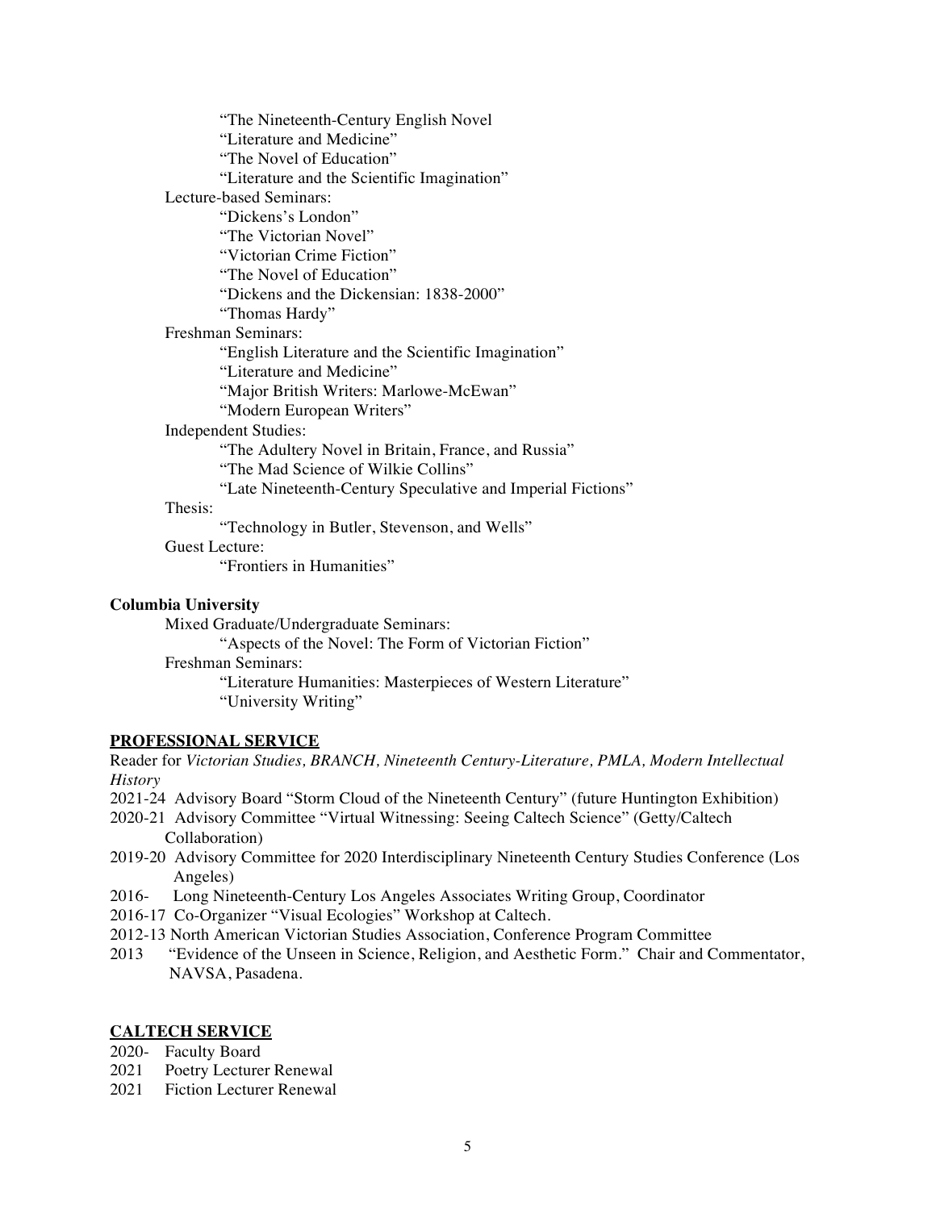"The Nineteenth-Century English Novel
"Literature and Medicine"
"The Novel of Education"
"Literature and the Scientific Imagination"

Lecture-based Seminars:

- "Dickens's London"
- "The Victorian Novel"
- "Victorian Crime Fiction"
- "The Novel of Education"
- "Dickens and the Dickensian: 1838-2000"
- "Thomas Hardy"

Freshman Seminars:

- "English Literature and the Scientific Imagination"
- "Literature and Medicine"
- "Major British Writers: Marlowe-McEwan"
- "Modern European Writers"

Independent Studies:

- "The Adultery Novel in Britain, France, and Russia"
- "The Mad Science of Wilkie Collins"
- "Late Nineteenth-Century Speculative and Imperial Fictions"

Thesis:

- "Technology in Butler, Stevenson, and Wells"

Guest Lecture:

- "Frontiers in Humanities"

**Columbia University**

Mixed Graduate/Undergraduate Seminars:

- "Aspects of the Novel: The Form of Victorian Fiction"

Freshman Seminars:

- "Literature Humanities: Masterpieces of Western Literature"
- "University Writing"

## PROFESSIONAL SERVICE

Reader for *Victorian Studies, BRANCH, Nineteenth Century-Literature, PMLA, Modern Intellectual History*

2021-24 Advisory Board "Storm Cloud of the Nineteenth Century" (future Huntington Exhibition)
2020-21 Advisory Committee "Virtual Witnessing: Seeing Caltech Science" (Getty/Caltech Collaboration)
2019-20 Advisory Committee for 2020 Interdisciplinary Nineteenth Century Studies Conference (Los Angeles)
2016- Long Nineteenth-Century Los Angeles Associates Writing Group, Coordinator
2016-17 Co-Organizer "Visual Ecologies" Workshop at Caltech.
2012-13 North American Victorian Studies Association, Conference Program Committee
2013 "Evidence of the Unseen in Science, Religion, and Aesthetic Form." Chair and Commentator, NAVSA, Pasadena.

## CALTECH SERVICE

2020- Faculty Board
2021 Poetry Lecturer Renewal
2021 Fiction Lecturer Renewal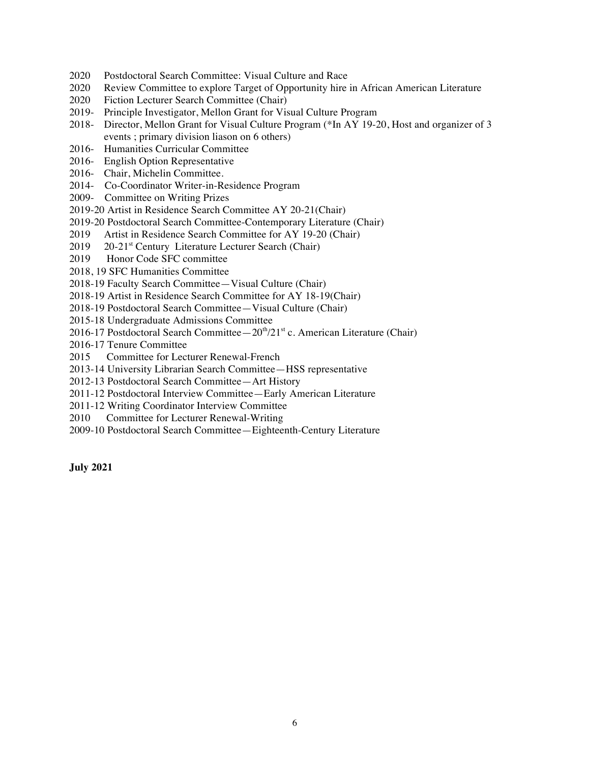2020 Postdoctoral Search Committee: Visual Culture and Race
2020 Review Committee to explore Target of Opportunity hire in African American Literature
2020 Fiction Lecturer Search Committee (Chair)
2019- Principle Investigator, Mellon Grant for Visual Culture Program
2018- Director, Mellon Grant for Visual Culture Program (*In AY 19-20, Host and organizer of 3 events ; primary division liason on 6 others)
2016- Humanities Curricular Committee
2016- English Option Representative
2016- Chair, Michelin Committee.
2014- Co-Coordinator Writer-in-Residence Program
2009- Committee on Writing Prizes
2019-20 Artist in Residence Search Committee AY 20-21(Chair)
2019-20 Postdoctoral Search Committee-Contemporary Literature (Chair)
2019 Artist in Residence Search Committee for AY 19-20 (Chair)
2019 20-21st Century Literature Lecturer Search (Chair)
2019 Honor Code SFC committee
2018, 19 SFC Humanities Committee
2018-19 Faculty Search Committee—Visual Culture (Chair)
2018-19 Artist in Residence Search Committee for AY 18-19(Chair)
2018-19 Postdoctoral Search Committee—Visual Culture (Chair)
2015-18 Undergraduate Admissions Committee
2016-17 Postdoctoral Search Committee—20th/21st c. American Literature (Chair)
2016-17 Tenure Committee
2015 Committee for Lecturer Renewal-French
2013-14 University Librarian Search Committee—HSS representative
2012-13 Postdoctoral Search Committee—Art History
2011-12 Postdoctoral Interview Committee—Early American Literature
2011-12 Writing Coordinator Interview Committee
2010 Committee for Lecturer Renewal-Writing
2009-10 Postdoctoral Search Committee—Eighteenth-Century Literature

**July 2021**